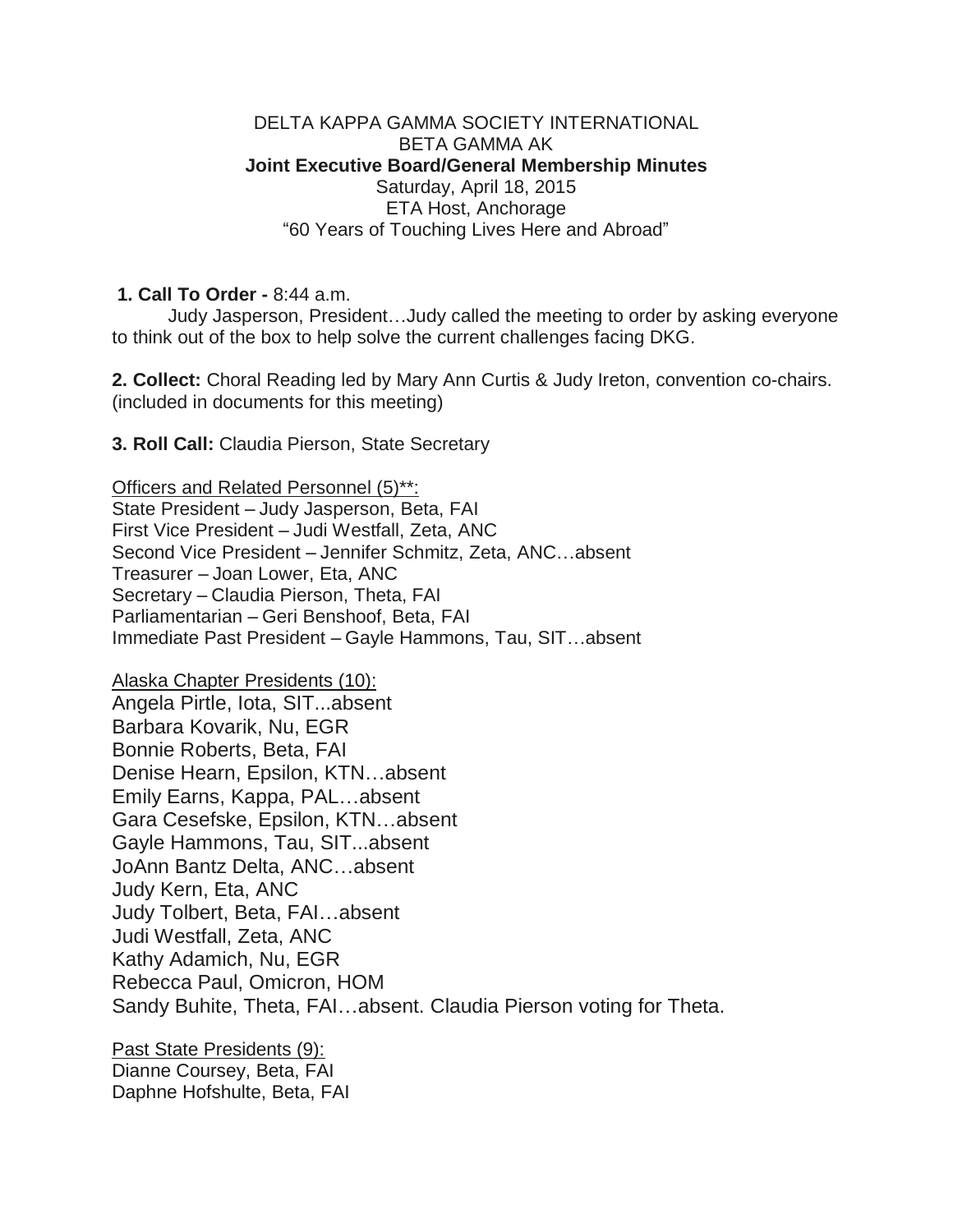DELTA KAPPA GAMMA SOCIETY INTERNATIONAL
BETA GAMMA AK
**Joint Executive Board/General Membership Minutes**
Saturday, April 18, 2015
ETA Host, Anchorage
"60 Years of Touching Lives Here and Abroad"

**1. Call To Order -** 8:44 a.m.
Judy Jasperson, President…Judy called the meeting to order by asking everyone to think out of the box to help solve the current challenges facing DKG.

**2. Collect:** Choral Reading led by Mary Ann Curtis & Judy Ireton, convention co-chairs. (included in documents for this meeting)

**3. Roll Call:** Claudia Pierson, State Secretary

Officers and Related Personnel (5)**:
State President – Judy Jasperson, Beta, FAI
First Vice President – Judi Westfall, Zeta, ANC
Second Vice President – Jennifer Schmitz, Zeta, ANC…absent
Treasurer – Joan Lower, Eta, ANC
Secretary – Claudia Pierson, Theta, FAI
Parliamentarian – Geri Benshoof, Beta, FAI
Immediate Past President – Gayle Hammons, Tau, SIT…absent

Alaska Chapter Presidents (10):
Angela Pirtle, Iota, SIT...absent
Barbara Kovarik, Nu, EGR
Bonnie Roberts, Beta, FAI
Denise Hearn, Epsilon, KTN…absent
Emily Earns, Kappa, PAL…absent
Gara Cesefske, Epsilon, KTN…absent
Gayle Hammons, Tau, SIT...absent
JoAnn Bantz Delta, ANC…absent
Judy Kern, Eta, ANC
Judy Tolbert, Beta, FAI…absent
Judi Westfall, Zeta, ANC
Kathy Adamich, Nu, EGR
Rebecca Paul, Omicron, HOM
Sandy Buhite, Theta, FAI…absent. Claudia Pierson voting for Theta.

Past State Presidents (9):
Dianne Coursey, Beta, FAI
Daphne Hofshulte, Beta, FAI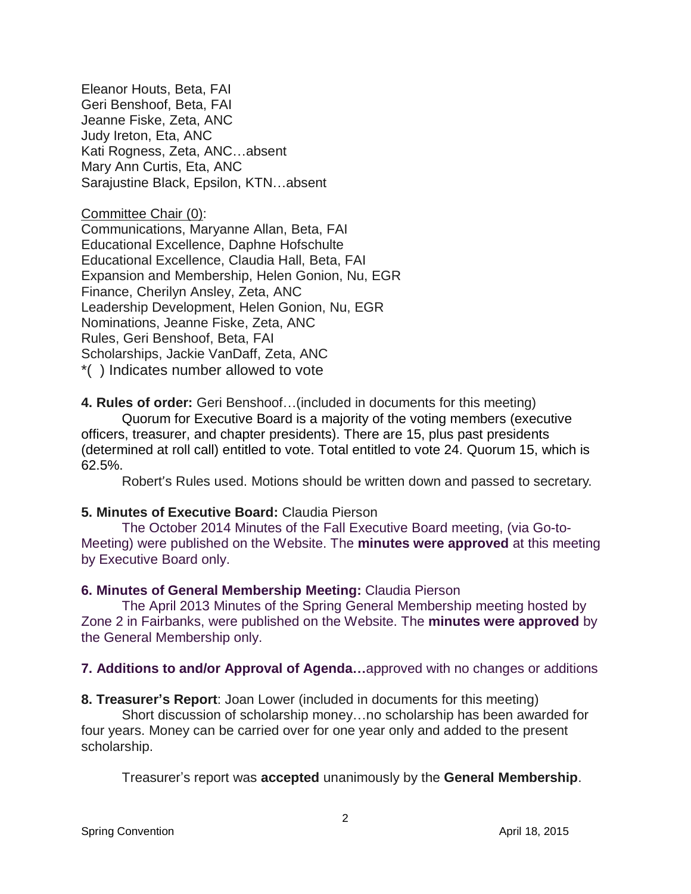Eleanor Houts, Beta, FAI
Geri Benshoof, Beta, FAI
Jeanne Fiske, Zeta, ANC
Judy Ireton, Eta, ANC
Kati Rogness, Zeta, ANC…absent
Mary Ann Curtis, Eta, ANC
Sarajustine Black, Epsilon, KTN…absent

Committee Chair (0):
Communications, Maryanne Allan, Beta, FAI
Educational Excellence, Daphne Hofschulte
Educational Excellence, Claudia Hall, Beta, FAI
Expansion and Membership, Helen Gonion, Nu, EGR
Finance, Cherilyn Ansley, Zeta, ANC
Leadership Development, Helen Gonion, Nu, EGR
Nominations, Jeanne Fiske, Zeta, ANC
Rules, Geri Benshoof, Beta, FAI
Scholarships, Jackie VanDaff, Zeta, ANC
*( ) Indicates number allowed to vote

**4. Rules of order:** Geri Benshoof…(included in documents for this meeting)

Quorum for Executive Board is a majority of the voting members (executive officers, treasurer, and chapter presidents). There are 15, plus past presidents (determined at roll call) entitled to vote. Total entitled to vote 24. Quorum 15, which is 62.5%.

Robert's Rules used. Motions should be written down and passed to secretary.

**5. Minutes of Executive Board:** Claudia Pierson

The October 2014 Minutes of the Fall Executive Board meeting, (via Go-to-Meeting) were published on the Website. The **minutes were approved** at this meeting by Executive Board only.

**6. Minutes of General Membership Meeting:** Claudia Pierson

The April 2013 Minutes of the Spring General Membership meeting hosted by Zone 2 in Fairbanks, were published on the Website. The **minutes were approved** by the General Membership only.

**7. Additions to and/or Approval of Agenda…**approved with no changes or additions

**8. Treasurer's Report**: Joan Lower (included in documents for this meeting)

Short discussion of scholarship money…no scholarship has been awarded for four years. Money can be carried over for one year only and added to the present scholarship.

Treasurer's report was **accepted** unanimously by the **General Membership**.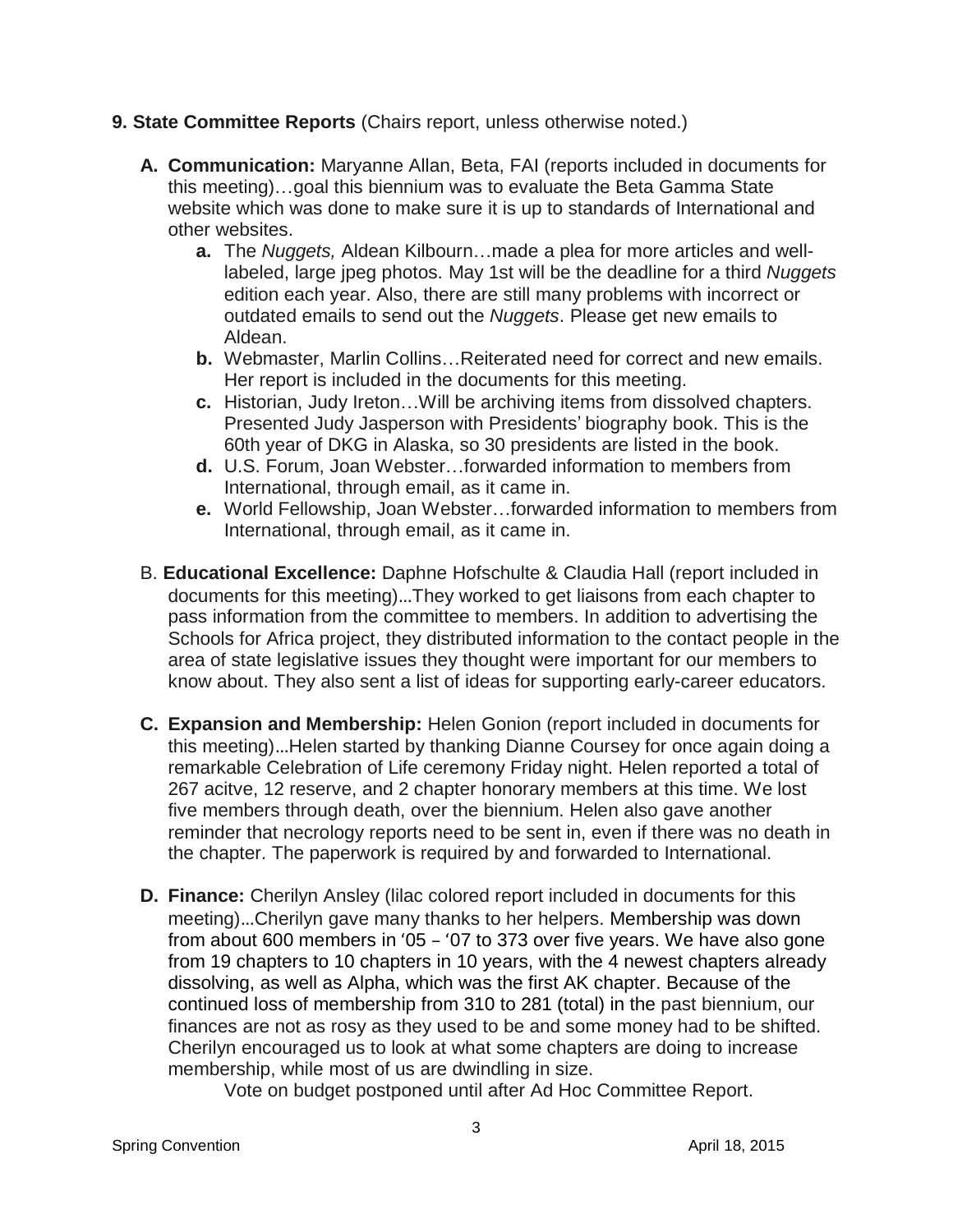**9. State Committee Reports** (Chairs report, unless otherwise noted.)

**A. Communication:** Maryanne Allan, Beta, FAI (reports included in documents for this meeting)…goal this biennium was to evaluate the Beta Gamma State website which was done to make sure it is up to standards of International and other websites.

   **a.** The *Nuggets,* Aldean Kilbourn…made a plea for more articles and well-labeled, large jpeg photos. May 1st will be the deadline for a third *Nuggets* edition each year. Also, there are still many problems with incorrect or outdated emails to send out the *Nuggets*. Please get new emails to Aldean.

   **b.** Webmaster, Marlin Collins…Reiterated need for correct and new emails. Her report is included in the documents for this meeting.

   **c.** Historian, Judy Ireton…Will be archiving items from dissolved chapters. Presented Judy Jasperson with Presidents' biography book. This is the 60th year of DKG in Alaska, so 30 presidents are listed in the book.

   **d.** U.S. Forum, Joan Webster…forwarded information to members from International, through email, as it came in.

   **e.** World Fellowship, Joan Webster…forwarded information to members from International, through email, as it came in.

B. **Educational Excellence:** Daphne Hofschulte & Claudia Hall (report included in documents for this meeting)…They worked to get liaisons from each chapter to pass information from the committee to members. In addition to advertising the Schools for Africa project, they distributed information to the contact people in the area of state legislative issues they thought were important for our members to know about. They also sent a list of ideas for supporting early-career educators.

**C. Expansion and Membership:** Helen Gonion (report included in documents for this meeting)…Helen started by thanking Dianne Coursey for once again doing a remarkable Celebration of Life ceremony Friday night. Helen reported a total of 267 acitve, 12 reserve, and 2 chapter honorary members at this time. We lost five members through death, over the biennium. Helen also gave another reminder that necrology reports need to be sent in, even if there was no death in the chapter. The paperwork is required by and forwarded to International.

**D. Finance:** Cherilyn Ansley (lilac colored report included in documents for this meeting)…Cherilyn gave many thanks to her helpers. Membership was down from about 600 members in '05 – '07 to 373 over five years. We have also gone from 19 chapters to 10 chapters in 10 years, with the 4 newest chapters already dissolving, as well as Alpha, which was the first AK chapter. Because of the continued loss of membership from 310 to 281 (total) in the past biennium, our finances are not as rosy as they used to be and some money had to be shifted. Cherilyn encouraged us to look at what some chapters are doing to increase membership, while most of us are dwindling in size.

Vote on budget postponed until after Ad Hoc Committee Report.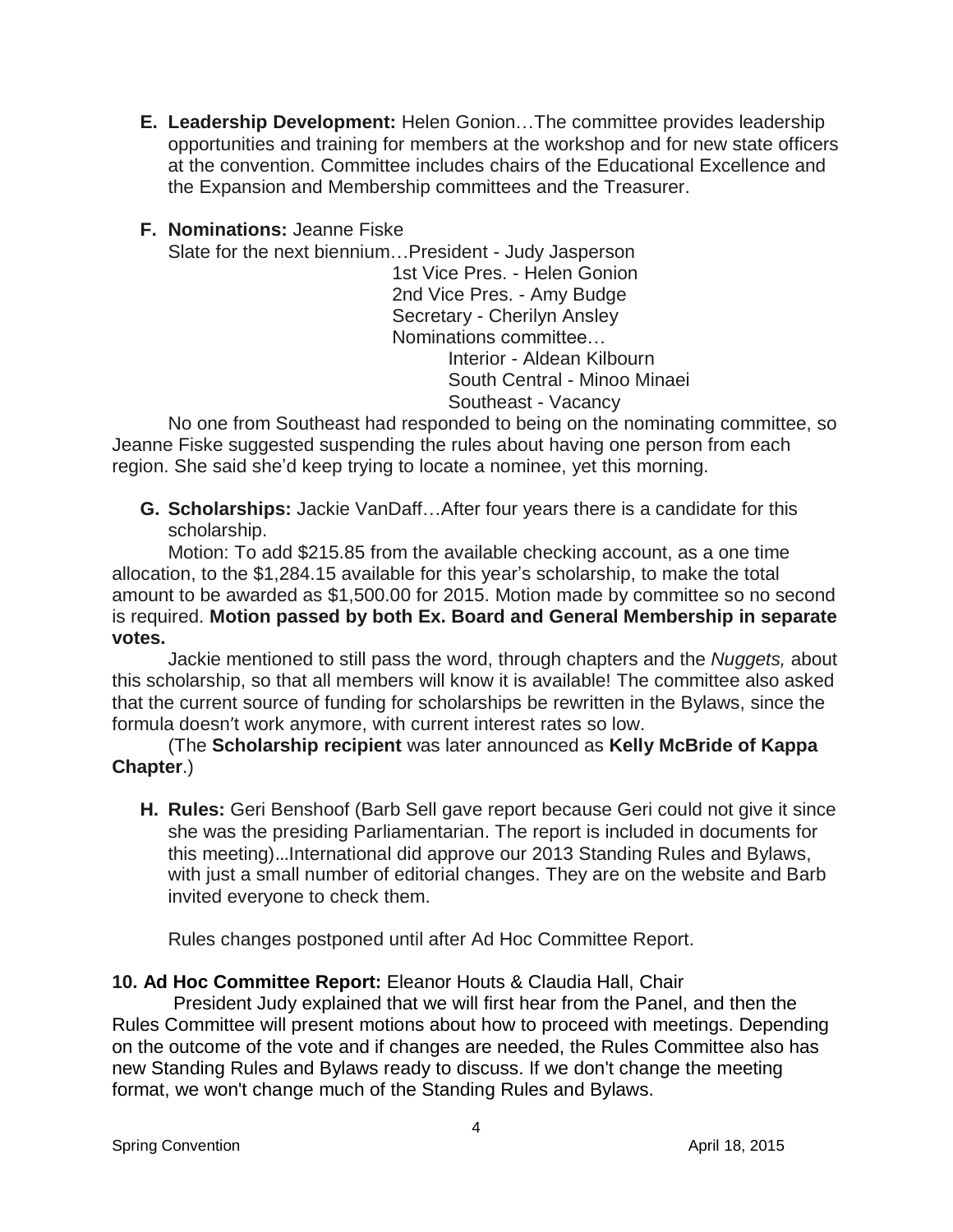**E. Leadership Development:** Helen Gonion…The committee provides leadership opportunities and training for members at the workshop and for new state officers at the convention. Committee includes chairs of the Educational Excellence and the Expansion and Membership committees and the Treasurer.

**F. Nominations:** Jeanne Fiske

Slate for the next biennium…President - Judy Jasperson
1st Vice Pres. - Helen Gonion
2nd Vice Pres. - Amy Budge
Secretary - Cherilyn Ansley
Nominations committee…
Interior - Aldean Kilbourn
South Central - Minoo Minaei
Southeast - Vacancy

No one from Southeast had responded to being on the nominating committee, so Jeanne Fiske suggested suspending the rules about having one person from each region. She said she'd keep trying to locate a nominee, yet this morning.

**G. Scholarships:** Jackie VanDaff…After four years there is a candidate for this scholarship.

Motion: To add $215.85 from the available checking account, as a one time allocation, to the $1,284.15 available for this year's scholarship, to make the total amount to be awarded as $1,500.00 for 2015. Motion made by committee so no second is required. **Motion passed by both Ex. Board and General Membership in separate votes.**

Jackie mentioned to still pass the word, through chapters and the *Nuggets,* about this scholarship, so that all members will know it is available! The committee also asked that the current source of funding for scholarships be rewritten in the Bylaws, since the formula doesn't work anymore, with current interest rates so low.

(The **Scholarship recipient** was later announced as **Kelly McBride of Kappa Chapter**.)

**H. Rules:** Geri Benshoof (Barb Sell gave report because Geri could not give it since she was the presiding Parliamentarian. The report is included in documents for this meeting)…International did approve our 2013 Standing Rules and Bylaws, with just a small number of editorial changes. They are on the website and Barb invited everyone to check them.

Rules changes postponed until after Ad Hoc Committee Report.

**10. Ad Hoc Committee Report:** Eleanor Houts & Claudia Hall, Chair

President Judy explained that we will first hear from the Panel, and then the Rules Committee will present motions about how to proceed with meetings. Depending on the outcome of the vote and if changes are needed, the Rules Committee also has new Standing Rules and Bylaws ready to discuss. If we don't change the meeting format, we won't change much of the Standing Rules and Bylaws.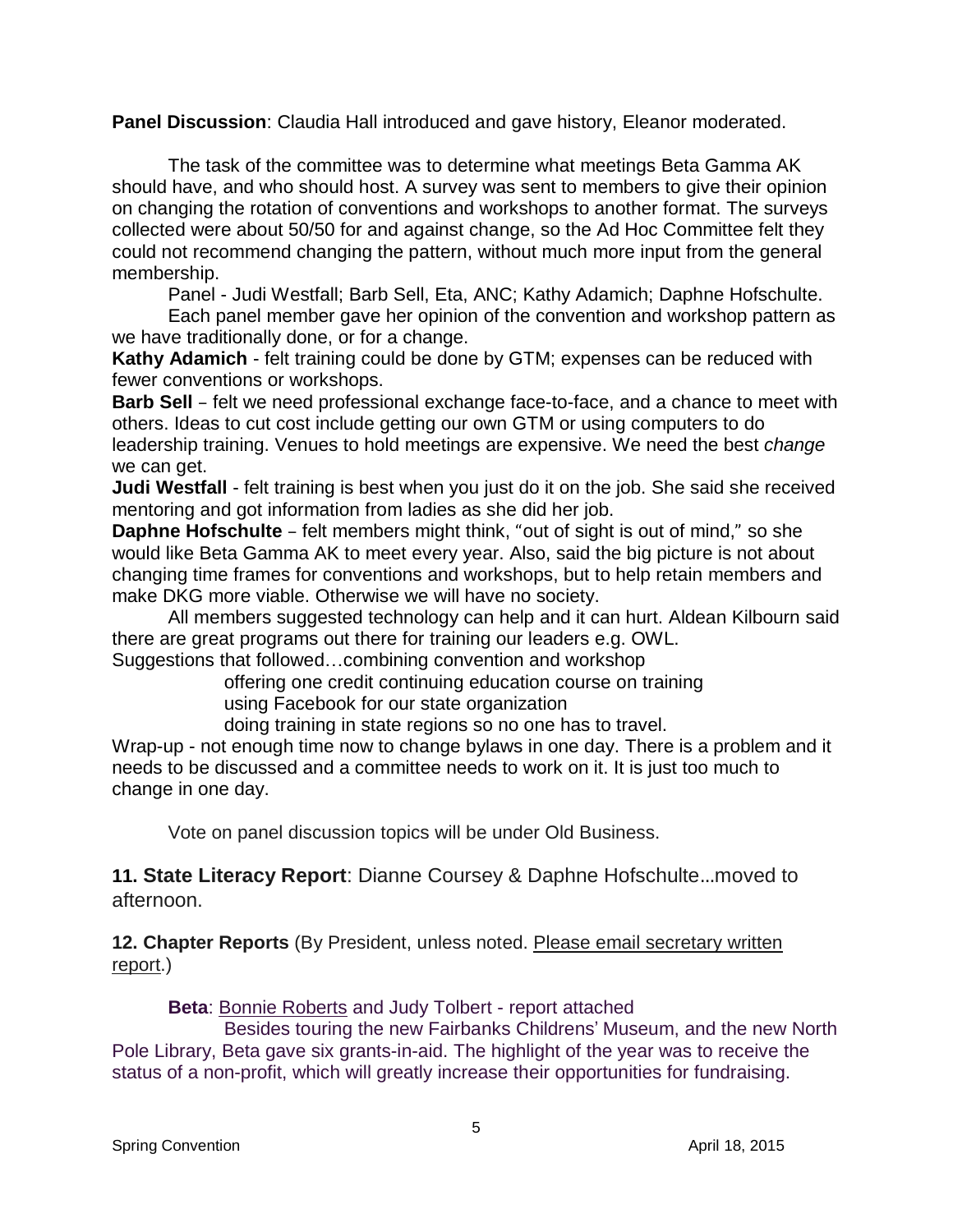**Panel Discussion**: Claudia Hall introduced and gave history, Eleanor moderated.

The task of the committee was to determine what meetings Beta Gamma AK should have, and who should host. A survey was sent to members to give their opinion on changing the rotation of conventions and workshops to another format. The surveys collected were about 50/50 for and against change, so the Ad Hoc Committee felt they could not recommend changing the pattern, without much more input from the general membership.

Panel - Judi Westfall; Barb Sell, Eta, ANC; Kathy Adamich; Daphne Hofschulte.

Each panel member gave her opinion of the convention and workshop pattern as we have traditionally done, or for a change.

**Kathy Adamich** - felt training could be done by GTM; expenses can be reduced with fewer conventions or workshops.

**Barb Sell** – felt we need professional exchange face-to-face, and a chance to meet with others. Ideas to cut cost include getting our own GTM or using computers to do leadership training. Venues to hold meetings are expensive. We need the best *change* we can get.

**Judi Westfall** - felt training is best when you just do it on the job. She said she received mentoring and got information from ladies as she did her job.

**Daphne Hofschulte** – felt members might think, "out of sight is out of mind," so she would like Beta Gamma AK to meet every year. Also, said the big picture is not about changing time frames for conventions and workshops, but to help retain members and make DKG more viable. Otherwise we will have no society.

All members suggested technology can help and it can hurt. Aldean Kilbourn said there are great programs out there for training our leaders e.g. OWL.

Suggestions that followed…combining convention and workshop

offering one credit continuing education course on training

using Facebook for our state organization

doing training in state regions so no one has to travel.

Wrap-up - not enough time now to change bylaws in one day. There is a problem and it needs to be discussed and a committee needs to work on it. It is just too much to change in one day.

Vote on panel discussion topics will be under Old Business.

**11. State Literacy Report**: Dianne Coursey & Daphne Hofschulte…moved to afternoon.

**12. Chapter Reports** (By President, unless noted. Please email secretary written report.)

**Beta**: Bonnie Roberts and Judy Tolbert - report attached

Besides touring the new Fairbanks Childrens' Museum, and the new North Pole Library, Beta gave six grants-in-aid. The highlight of the year was to receive the status of a non-profit, which will greatly increase their opportunities for fundraising.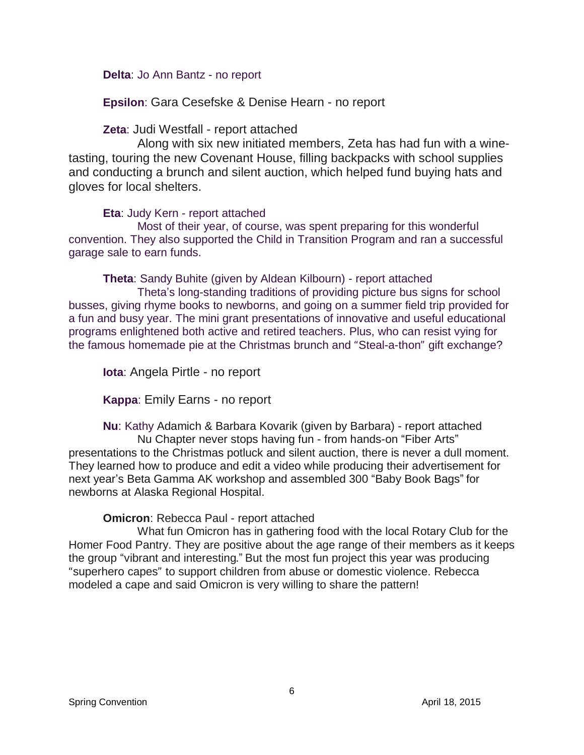**Delta**: Jo Ann Bantz - no report

**Epsilon**: Gara Cesefske & Denise Hearn - no report

**Zeta**: Judi Westfall - report attached

Along with six new initiated members, Zeta has had fun with a wine-tasting, touring the new Covenant House, filling backpacks with school supplies and conducting a brunch and silent auction, which helped fund buying hats and gloves for local shelters.

**Eta**: Judy Kern - report attached

Most of their year, of course, was spent preparing for this wonderful convention. They also supported the Child in Transition Program and ran a successful garage sale to earn funds.

**Theta**: Sandy Buhite (given by Aldean Kilbourn) - report attached

Theta's long-standing traditions of providing picture bus signs for school busses, giving rhyme books to newborns, and going on a summer field trip provided for a fun and busy year. The mini grant presentations of innovative and useful educational programs enlightened both active and retired teachers. Plus, who can resist vying for the famous homemade pie at the Christmas brunch and "Steal-a-thon" gift exchange?

**Iota**: Angela Pirtle - no report

**Kappa**: Emily Earns - no report

**Nu**: Kathy Adamich & Barbara Kovarik (given by Barbara) - report attached

Nu Chapter never stops having fun - from hands-on "Fiber Arts" presentations to the Christmas potluck and silent auction, there is never a dull moment. They learned how to produce and edit a video while producing their advertisement for next year's Beta Gamma AK workshop and assembled 300 "Baby Book Bags" for newborns at Alaska Regional Hospital.

**Omicron**: Rebecca Paul - report attached

What fun Omicron has in gathering food with the local Rotary Club for the Homer Food Pantry. They are positive about the age range of their members as it keeps the group "vibrant and interesting." But the most fun project this year was producing "superhero capes" to support children from abuse or domestic violence. Rebecca modeled a cape and said Omicron is very willing to share the pattern!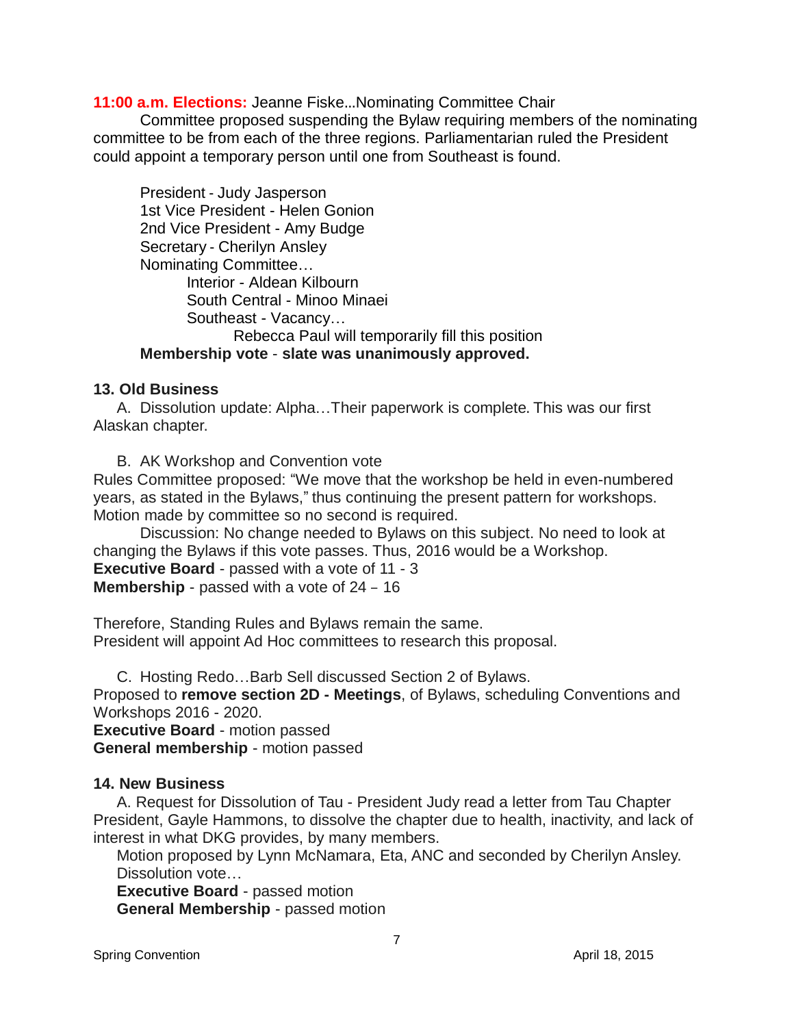**11:00 a.m. Elections:** Jeanne Fiske…Nominating Committee Chair

Committee proposed suspending the Bylaw requiring members of the nominating committee to be from each of the three regions. Parliamentarian ruled the President could appoint a temporary person until one from Southeast is found.

President - Judy Jasperson
1st Vice President - Helen Gonion
2nd Vice President - Amy Budge
Secretary - Cherilyn Ansley
Nominating Committee…
  Interior - Aldean Kilbourn
  South Central - Minoo Minaei
  Southeast - Vacancy…
    Rebecca Paul will temporarily fill this position

**Membership vote** - **slate was unanimously approved.**

### 13. Old Business

A. Dissolution update: Alpha…Their paperwork is complete. This was our first Alaskan chapter.

B. AK Workshop and Convention vote

Rules Committee proposed: "We move that the workshop be held in even-numbered years, as stated in the Bylaws," thus continuing the present pattern for workshops. Motion made by committee so no second is required.

Discussion: No change needed to Bylaws on this subject. No need to look at changing the Bylaws if this vote passes. Thus, 2016 would be a Workshop.

**Executive Board** - passed with a vote of 11 - 3
**Membership** - passed with a vote of 24 – 16

Therefore, Standing Rules and Bylaws remain the same.
President will appoint Ad Hoc committees to research this proposal.

C. Hosting Redo…Barb Sell discussed Section 2 of Bylaws.

Proposed to **remove section 2D - Meetings**, of Bylaws, scheduling Conventions and Workshops 2016 - 2020.

**Executive Board** - motion passed
**General membership** - motion passed

### 14. New Business

A. Request for Dissolution of Tau - President Judy read a letter from Tau Chapter President, Gayle Hammons, to dissolve the chapter due to health, inactivity, and lack of interest in what DKG provides, by many members.

Motion proposed by Lynn McNamara, Eta, ANC and seconded by Cherilyn Ansley.
Dissolution vote…

**Executive Board** - passed motion
**General Membership** - passed motion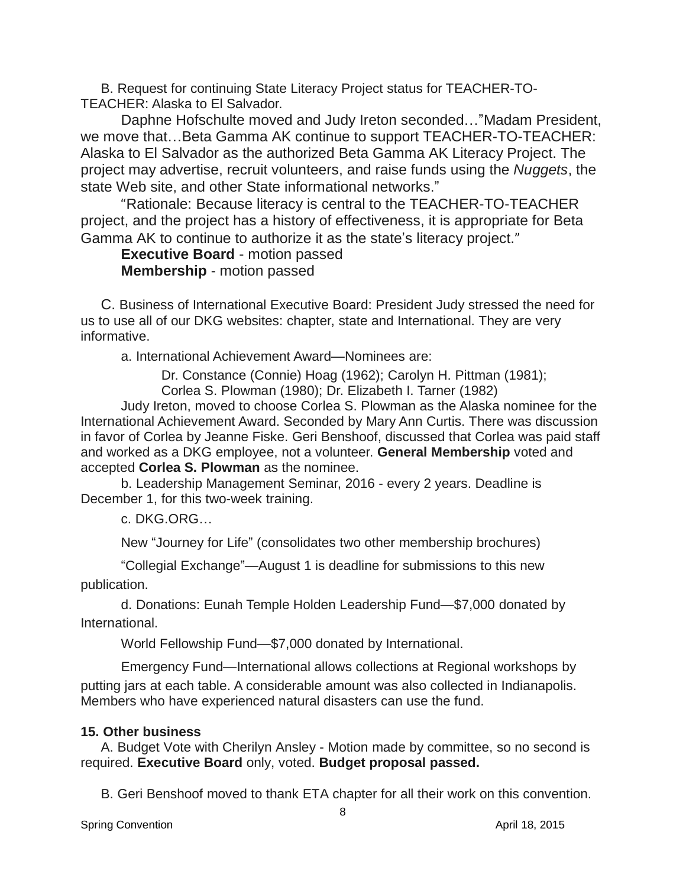B. Request for continuing State Literacy Project status for TEACHER-TO-TEACHER: Alaska to El Salvador.

Daphne Hofschulte moved and Judy Ireton seconded…"Madam President, we move that…Beta Gamma AK continue to support TEACHER-TO-TEACHER: Alaska to El Salvador as the authorized Beta Gamma AK Literacy Project. The project may advertise, recruit volunteers, and raise funds using the *Nuggets*, the state Web site, and other State informational networks."

"Rationale: Because literacy is central to the TEACHER-TO-TEACHER project, and the project has a history of effectiveness, it is appropriate for Beta Gamma AK to continue to authorize it as the state's literacy project."

**Executive Board** - motion passed
**Membership** - motion passed

C. Business of International Executive Board: President Judy stressed the need for us to use all of our DKG websites: chapter, state and International. They are very informative.

a. International Achievement Award—Nominees are:

Dr. Constance (Connie) Hoag (1962); Carolyn H. Pittman (1981);
Corlea S. Plowman (1980); Dr. Elizabeth I. Tarner (1982)

Judy Ireton, moved to choose Corlea S. Plowman as the Alaska nominee for the International Achievement Award. Seconded by Mary Ann Curtis. There was discussion in favor of Corlea by Jeanne Fiske. Geri Benshoof, discussed that Corlea was paid staff and worked as a DKG employee, not a volunteer. **General Membership** voted and accepted **Corlea S. Plowman** as the nominee.

b. Leadership Management Seminar, 2016 - every 2 years. Deadline is December 1, for this two-week training.

c. DKG.ORG…

New "Journey for Life" (consolidates two other membership brochures)

"Collegial Exchange"—August 1 is deadline for submissions to this new publication.

d. Donations: Eunah Temple Holden Leadership Fund—$7,000 donated by International.

World Fellowship Fund—$7,000 donated by International.

Emergency Fund—International allows collections at Regional workshops by putting jars at each table. A considerable amount was also collected in Indianapolis. Members who have experienced natural disasters can use the fund.

**15. Other business**

A. Budget Vote with Cherilyn Ansley - Motion made by committee, so no second is required. **Executive Board** only, voted. **Budget proposal passed.**

B. Geri Benshoof moved to thank ETA chapter for all their work on this convention.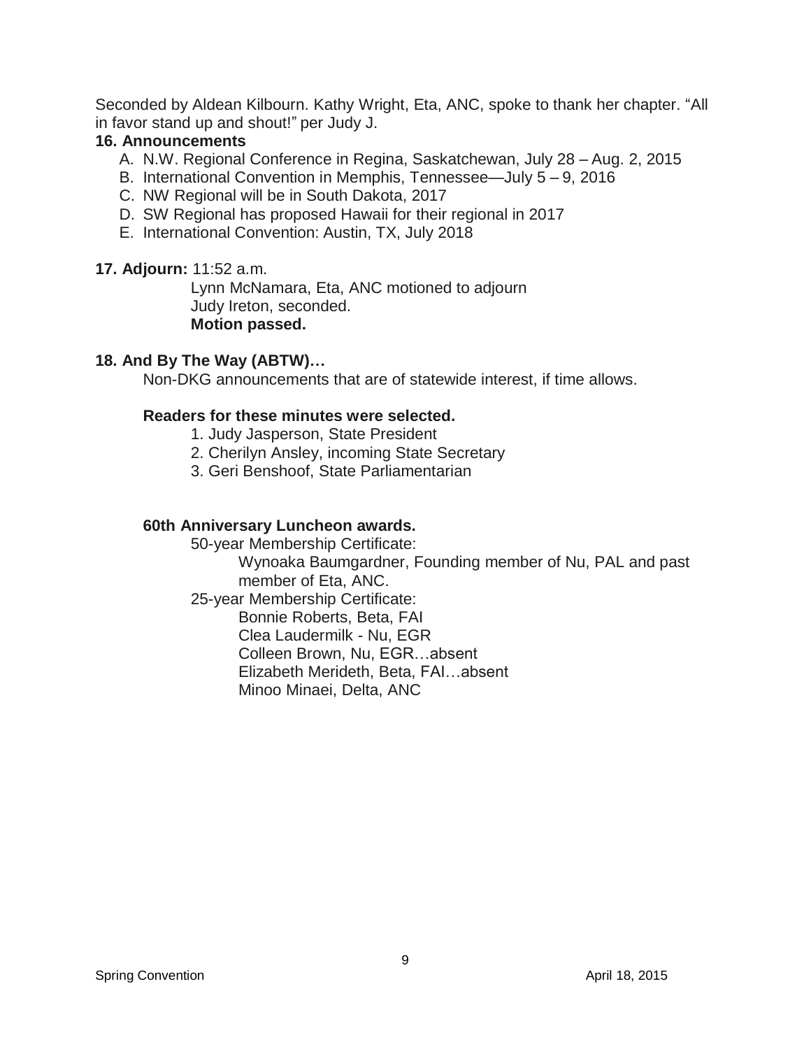Seconded by Aldean Kilbourn. Kathy Wright, Eta, ANC, spoke to thank her chapter. “All in favor stand up and shout!” per Judy J.

**16. Announcements**

A. N.W. Regional Conference in Regina, Saskatchewan, July 28 – Aug. 2, 2015
B. International Convention in Memphis, Tennessee—July 5 – 9, 2016
C. NW Regional will be in South Dakota, 2017
D. SW Regional has proposed Hawaii for their regional in 2017
E. International Convention: Austin, TX, July 2018

**17. Adjourn:** 11:52 a.m.

Lynn McNamara, Eta, ANC motioned to adjourn
Judy Ireton, seconded.
**Motion passed.**

**18. And By The Way (ABTW)…**

Non-DKG announcements that are of statewide interest, if time allows.

**Readers for these minutes were selected.**

1. Judy Jasperson, State President
2. Cherilyn Ansley, incoming State Secretary
3. Geri Benshoof, State Parliamentarian

**60th Anniversary Luncheon awards.**

50-year Membership Certificate:

Wynoaka Baumgardner, Founding member of Nu, PAL and past member of Eta, ANC.

25-year Membership Certificate:

Bonnie Roberts, Beta, FAI
Clea Laudermilk - Nu, EGR
Colleen Brown, Nu, EGR…absent
Elizabeth Merideth, Beta, FAI…absent
Minoo Minaei, Delta, ANC